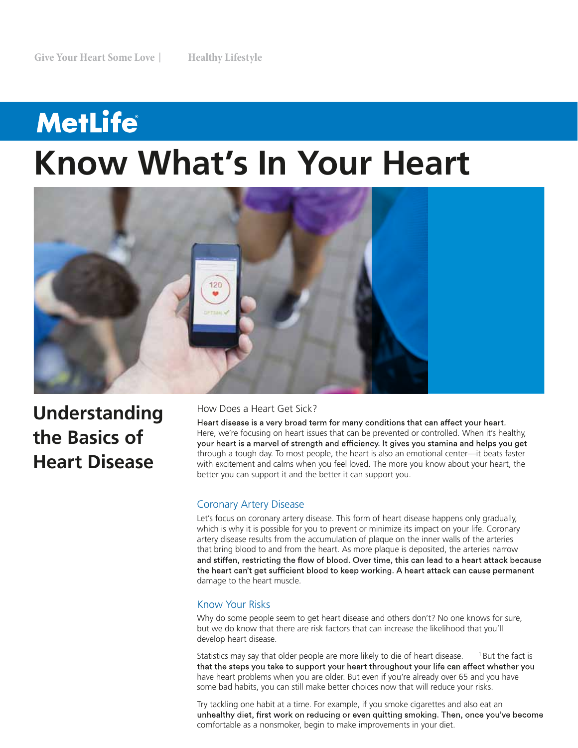Give Your Heart Some Love | Healthy Lifestyle

MetLife

# Know What's In Your Heart

## Understanding the Basics of Heart Disease

### How Does a Heart Get Sick?

Heart disease is a very broad term for many conditions that can affect your heart. Here, we're focusing on heart issues that can be prevented or controlled. When it's healthy, your heart is a marvel of strength and efficiency. It gives you stamina and helps you get through a tough day. To most people, the heart is also an emotional center—it beats faster with excitement and calms when you feel loved. The more you know about your heart, the better you can support it and the better it can support you.

### Coronary Artery Disease

Let's focus on coronary artery disease. This form of heart disease happens only gradually, which is why it is possible for you to prevent or minimize its impact on your life. Coronary artery disease results from the accumulation of plaque on the inner walls of the arteries that bring blood to and from the heart. As more plaque is deposited, the arteries narrow and stiffen, restricting the flow of blood. Over time, this can lead to a heart attack because the heart can't get sufficient blood to keep working. A heart attack can cause permanent damage to the heart muscle.

### Know Your Risks

Why do some people seem to get heart disease and others don't? No one knows for sure, but we do know that there are risk factors that can increase the likelihood that you'll develop heart disease.

Statistics may say that older people are more likely to die of heart disease.[1] But the fact is that the steps you take to support your heart throughout your life can affect whether you have heart problems when you are older. But even if you're already over 65 and you have some bad habits, you can still make better choices now that will reduce your risks.

Try tackling one habit at a time. For example, if you smoke cigarettes and also eat an unhealthy diet, first work on reducing or even quitting smoking. Then, once you've become comfortable as a nonsmoker, begin to make improvements in your diet.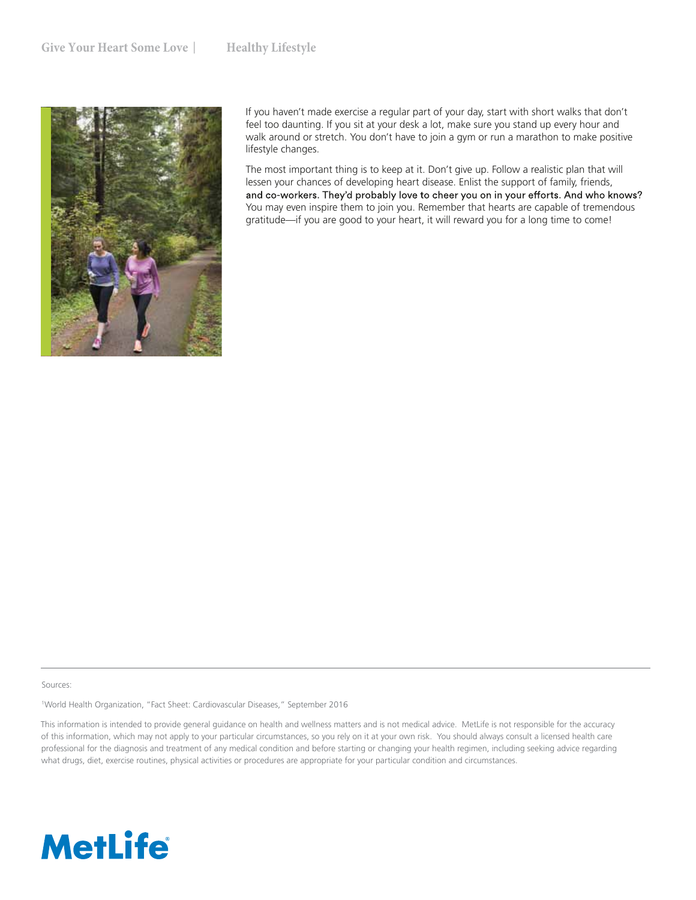If you haven't made exercise a regular part of your day, start with short walks that don't feel too daunting. If you sit at your desk a lot, make sure you stand up every hour and walk around or stretch. You don't have to join a gym or run a marathon to make positive lifestyle changes.

The most important thing is to keep at it. Don't give up. Follow a realistic plan that will lessen your chances of developing heart disease. Enlist the support of family, friends, and co-workers. They'd probably love to cheer you on in your efforts. And who knows? You may even inspire them to join you. Remember that hearts are capable of tremendous gratitude—if you are good to your heart, it will reward you for a long time to come!

---

Sources:

[1]World Health Organization, "Fact Sheet: Cardiovascular Diseases," September 2016

This information is intended to provide general guidance on health and wellness matters and is not medical advice. MetLife is not responsible for the accuracy of this information, which may not apply to your particular circumstances, so you rely on it at your own risk. You should always consult a licensed health care professional for the diagnosis and treatment of any medical condition and before starting or changing your health regimen, including seeking advice regarding what drugs, diet, exercise routines, physical activities or procedures are appropriate for your particular condition and circumstances.

MetLife®